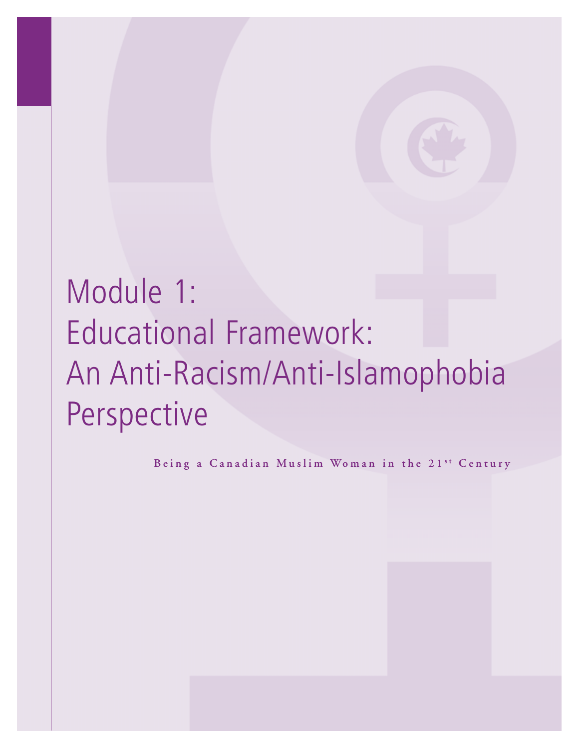# Module 1: Educational Framework: An Anti-Racism/Anti-Islamophobia Perspective

**Being a Canadian Muslim Woman in the 21st Century**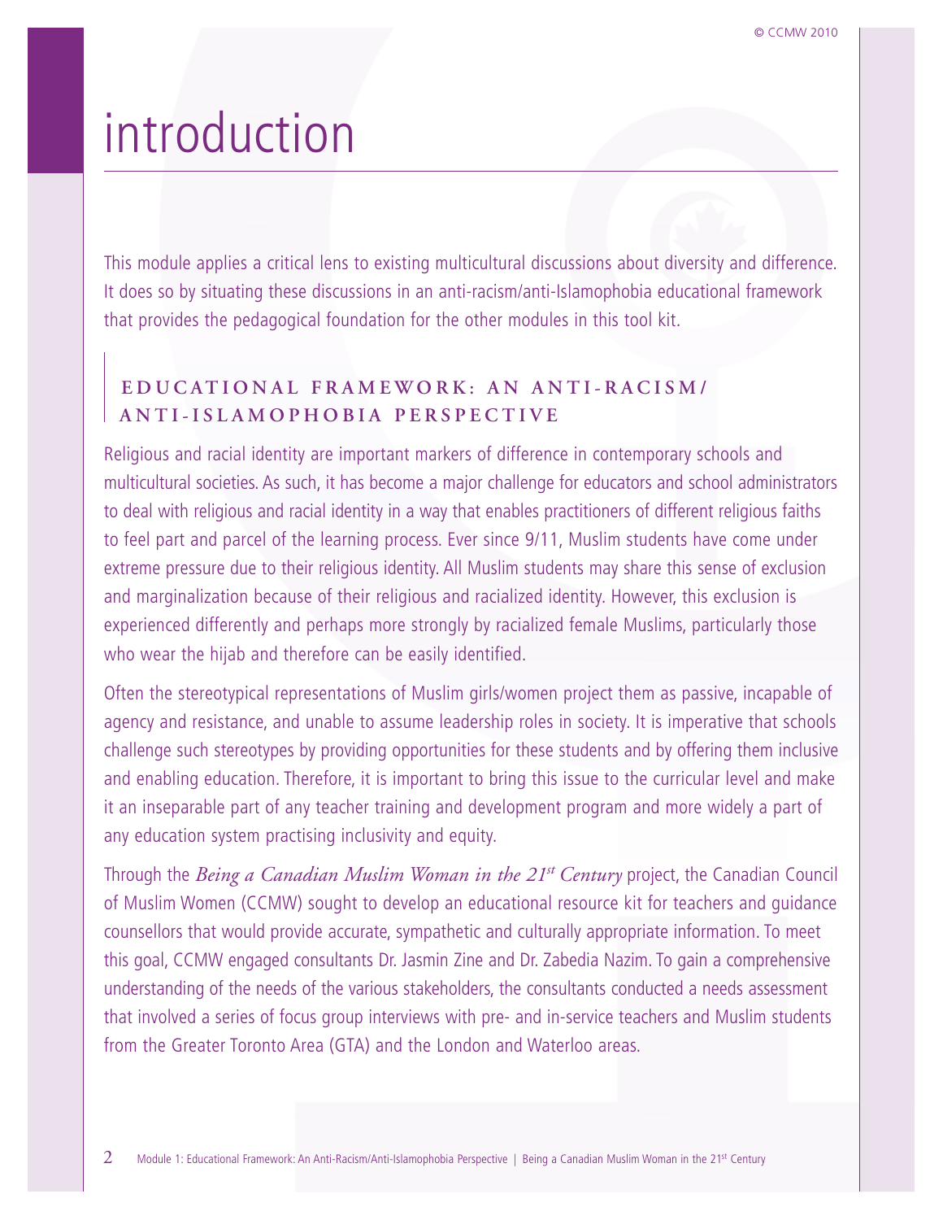# introduction

This module applies a critical lens to existing multicultural discussions about diversity and difference. It does so by situating these discussions in an anti-racism/anti-Islamophobia educational framework that provides the pedagogical foundation for the other modules in this tool kit.

## EDUCATIONAL FRAMEWORK: AN ANTI-RACISM/ ANTI-ISLAMOPHOBIA PERSPECTIVE

Religious and racial identity are important markers of difference in contemporary schools and multicultural societies. As such, it has become a major challenge for educators and school administrators to deal with religious and racial identity in a way that enables practitioners of different religious faiths to feel part and parcel of the learning process. Ever since 9/11, Muslim students have come under extreme pressure due to their religious identity. All Muslim students may share this sense of exclusion and marginalization because of their religious and racialized identity. However, this exclusion is experienced differently and perhaps more strongly by racialized female Muslims, particularly those who wear the hijab and therefore can be easily identified.

Often the stereotypical representations of Muslim girls/women project them as passive, incapable of agency and resistance, and unable to assume leadership roles in society. It is imperative that schools challenge such stereotypes by providing opportunities for these students and by offering them inclusive and enabling education. Therefore, it is important to bring this issue to the curricular level and make it an inseparable part of any teacher training and development program and more widely a part of any education system practising inclusivity and equity.

Through the *Being a Canadian Muslim Woman in the 21st Century* project, the Canadian Council of Muslim Women (CCMW) sought to develop an educational resource kit for teachers and guidance counsellors that would provide accurate, sympathetic and culturally appropriate information. To meet this goal, CCMW engaged consultants Dr. Jasmin Zine and Dr. Zabedia Nazim. To gain a comprehensive understanding of the needs of the various stakeholders, the consultants conducted a needs assessment that involved a series of focus group interviews with pre- and in-service teachers and Muslim students from the Greater Toronto Area (GTA) and the London and Waterloo areas.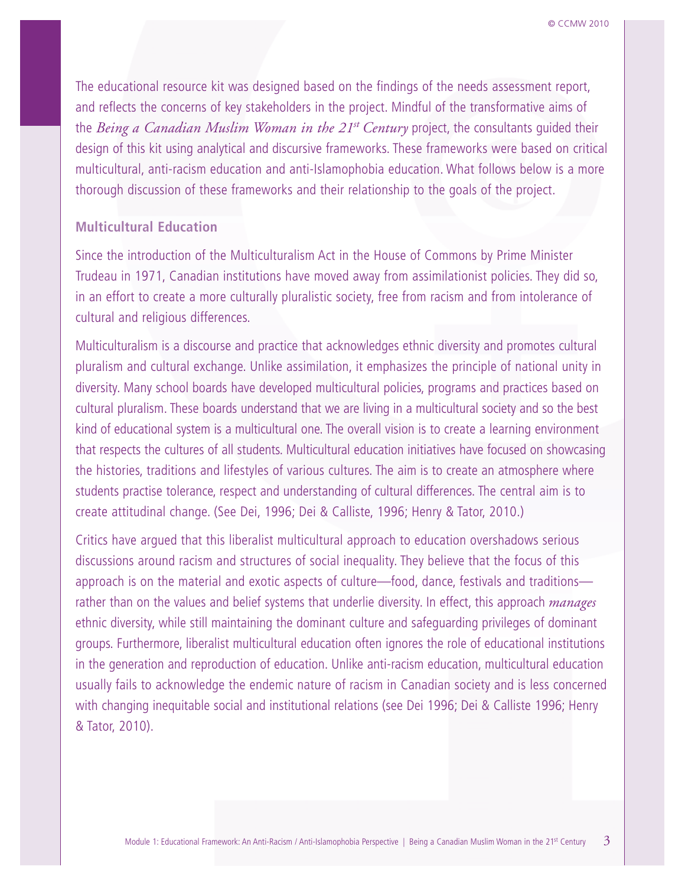The educational resource kit was designed based on the findings of the needs assessment report, and reflects the concerns of key stakeholders in the project. Mindful of the transformative aims of the *Being a Canadian Muslim Woman in the 21st Century* project, the consultants guided their design of this kit using analytical and discursive frameworks. These frameworks were based on critical multicultural, anti-racism education and anti-Islamophobia education. What follows below is a more thorough discussion of these frameworks and their relationship to the goals of the project.

### Multicultural Education

Since the introduction of the Multiculturalism Act in the House of Commons by Prime Minister Trudeau in 1971, Canadian institutions have moved away from assimilationist policies. They did so, in an effort to create a more culturally pluralistic society, free from racism and from intolerance of cultural and religious differences.

Multiculturalism is a discourse and practice that acknowledges ethnic diversity and promotes cultural pluralism and cultural exchange. Unlike assimilation, it emphasizes the principle of national unity in diversity. Many school boards have developed multicultural policies, programs and practices based on cultural pluralism. These boards understand that we are living in a multicultural society and so the best kind of educational system is a multicultural one. The overall vision is to create a learning environment that respects the cultures of all students. Multicultural education initiatives have focused on showcasing the histories, traditions and lifestyles of various cultures. The aim is to create an atmosphere where students practise tolerance, respect and understanding of cultural differences. The central aim is to create attitudinal change. (See Dei, 1996; Dei & Calliste, 1996; Henry & Tator, 2010.)

Critics have argued that this liberalist multicultural approach to education overshadows serious discussions around racism and structures of social inequality. They believe that the focus of this approach is on the material and exotic aspects of culture—food, dance, festivals and traditions—rather than on the values and belief systems that underlie diversity. In effect, this approach *manages* ethnic diversity, while still maintaining the dominant culture and safeguarding privileges of dominant groups. Furthermore, liberalist multicultural education often ignores the role of educational institutions in the generation and reproduction of education. Unlike anti-racism education, multicultural education usually fails to acknowledge the endemic nature of racism in Canadian society and is less concerned with changing inequitable social and institutional relations (see Dei 1996; Dei & Calliste 1996; Henry & Tator, 2010).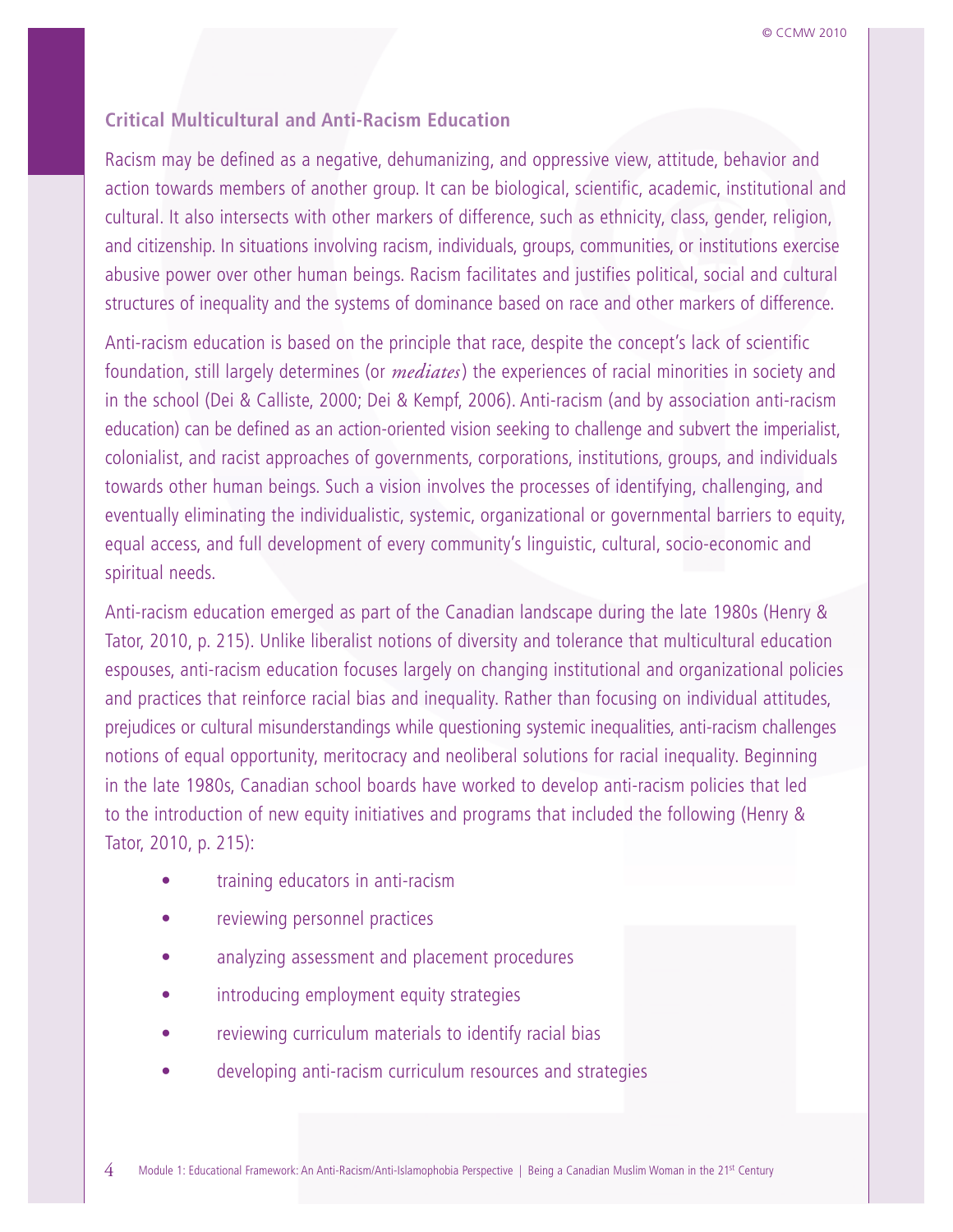## Critical Multicultural and Anti-Racism Education

Racism may be defined as a negative, dehumanizing, and oppressive view, attitude, behavior and action towards members of another group. It can be biological, scientific, academic, institutional and cultural. It also intersects with other markers of difference, such as ethnicity, class, gender, religion, and citizenship. In situations involving racism, individuals, groups, communities, or institutions exercise abusive power over other human beings. Racism facilitates and justifies political, social and cultural structures of inequality and the systems of dominance based on race and other markers of difference.

Anti-racism education is based on the principle that race, despite the concept's lack of scientific foundation, still largely determines (or *mediates*) the experiences of racial minorities in society and in the school (Dei & Calliste, 2000; Dei & Kempf, 2006). Anti-racism (and by association anti-racism education) can be defined as an action-oriented vision seeking to challenge and subvert the imperialist, colonialist, and racist approaches of governments, corporations, institutions, groups, and individuals towards other human beings. Such a vision involves the processes of identifying, challenging, and eventually eliminating the individualistic, systemic, organizational or governmental barriers to equity, equal access, and full development of every community's linguistic, cultural, socio-economic and spiritual needs.

Anti-racism education emerged as part of the Canadian landscape during the late 1980s (Henry & Tator, 2010, p. 215). Unlike liberalist notions of diversity and tolerance that multicultural education espouses, anti-racism education focuses largely on changing institutional and organizational policies and practices that reinforce racial bias and inequality. Rather than focusing on individual attitudes, prejudices or cultural misunderstandings while questioning systemic inequalities, anti-racism challenges notions of equal opportunity, meritocracy and neoliberal solutions for racial inequality. Beginning in the late 1980s, Canadian school boards have worked to develop anti-racism policies that led to the introduction of new equity initiatives and programs that included the following (Henry & Tator, 2010, p. 215):

- training educators in anti-racism
- reviewing personnel practices
- analyzing assessment and placement procedures
- introducing employment equity strategies
- reviewing curriculum materials to identify racial bias
- developing anti-racism curriculum resources and strategies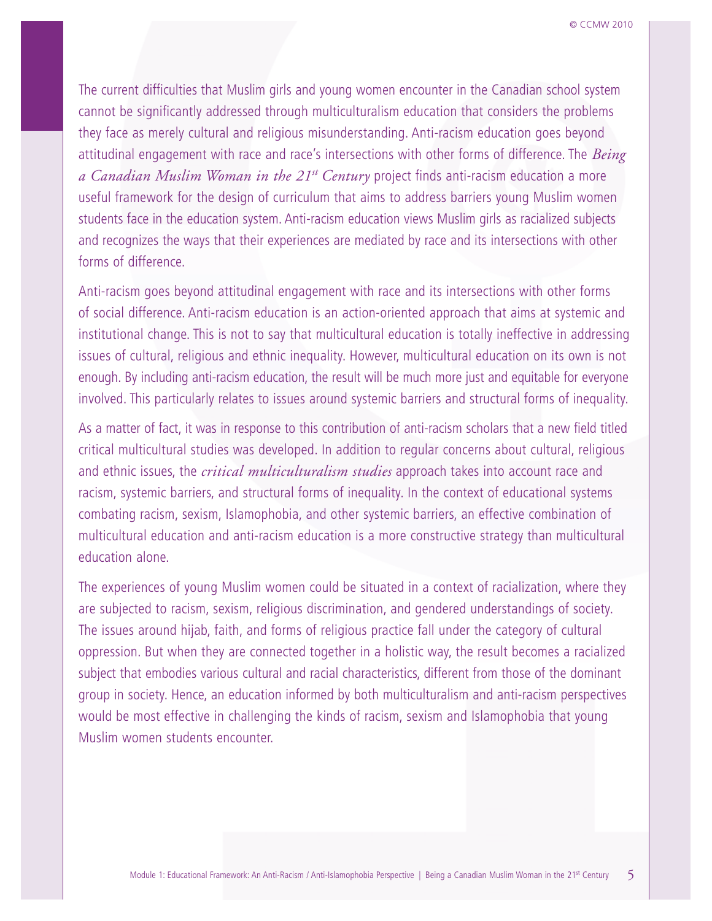The current difficulties that Muslim girls and young women encounter in the Canadian school system cannot be significantly addressed through multiculturalism education that considers the problems they face as merely cultural and religious misunderstanding. Anti-racism education goes beyond attitudinal engagement with race and race's intersections with other forms of difference. The *Being a Canadian Muslim Woman in the 21st Century* project finds anti-racism education a more useful framework for the design of curriculum that aims to address barriers young Muslim women students face in the education system. Anti-racism education views Muslim girls as racialized subjects and recognizes the ways that their experiences are mediated by race and its intersections with other forms of difference.

Anti-racism goes beyond attitudinal engagement with race and its intersections with other forms of social difference. Anti-racism education is an action-oriented approach that aims at systemic and institutional change. This is not to say that multicultural education is totally ineffective in addressing issues of cultural, religious and ethnic inequality. However, multicultural education on its own is not enough. By including anti-racism education, the result will be much more just and equitable for everyone involved. This particularly relates to issues around systemic barriers and structural forms of inequality.

As a matter of fact, it was in response to this contribution of anti-racism scholars that a new field titled critical multicultural studies was developed. In addition to regular concerns about cultural, religious and ethnic issues, the *critical multiculturalism studies* approach takes into account race and racism, systemic barriers, and structural forms of inequality. In the context of educational systems combating racism, sexism, Islamophobia, and other systemic barriers, an effective combination of multicultural education and anti-racism education is a more constructive strategy than multicultural education alone.

The experiences of young Muslim women could be situated in a context of racialization, where they are subjected to racism, sexism, religious discrimination, and gendered understandings of society. The issues around hijab, faith, and forms of religious practice fall under the category of cultural oppression. But when they are connected together in a holistic way, the result becomes a racialized subject that embodies various cultural and racial characteristics, different from those of the dominant group in society. Hence, an education informed by both multiculturalism and anti-racism perspectives would be most effective in challenging the kinds of racism, sexism and Islamophobia that young Muslim women students encounter.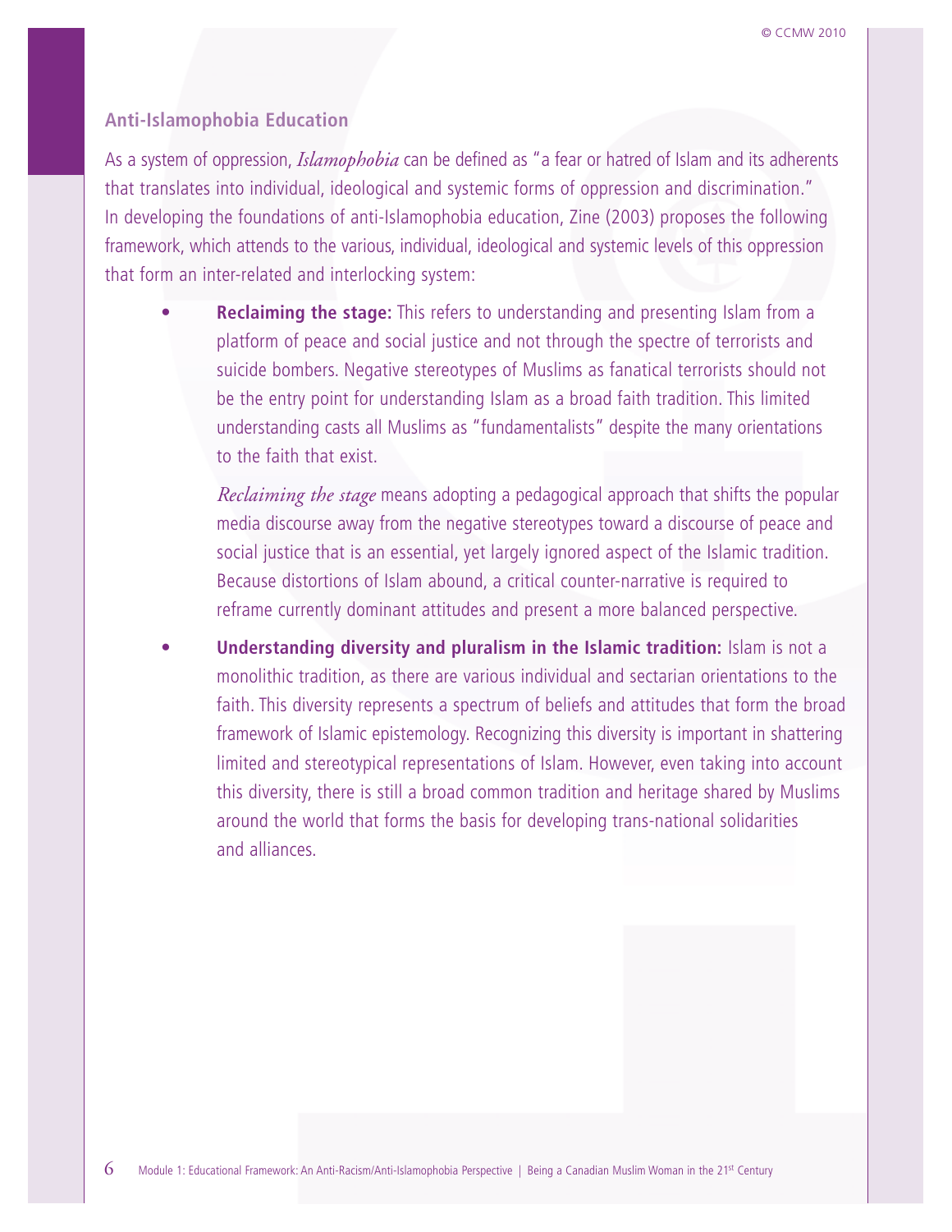## Anti-Islamophobia Education

As a system of oppression, *Islamophobia* can be defined as "a fear or hatred of Islam and its adherents that translates into individual, ideological and systemic forms of oppression and discrimination." In developing the foundations of anti-Islamophobia education, Zine (2003) proposes the following framework, which attends to the various, individual, ideological and systemic levels of this oppression that form an inter-related and interlocking system:

- **Reclaiming the stage:** This refers to understanding and presenting Islam from a platform of peace and social justice and not through the spectre of terrorists and suicide bombers. Negative stereotypes of Muslims as fanatical terrorists should not be the entry point for understanding Islam as a broad faith tradition. This limited understanding casts all Muslims as "fundamentalists" despite the many orientations to the faith that exist.

  *Reclaiming the stage* means adopting a pedagogical approach that shifts the popular media discourse away from the negative stereotypes toward a discourse of peace and social justice that is an essential, yet largely ignored aspect of the Islamic tradition. Because distortions of Islam abound, a critical counter-narrative is required to reframe currently dominant attitudes and present a more balanced perspective.

- **Understanding diversity and pluralism in the Islamic tradition:** Islam is not a monolithic tradition, as there are various individual and sectarian orientations to the faith. This diversity represents a spectrum of beliefs and attitudes that form the broad framework of Islamic epistemology. Recognizing this diversity is important in shattering limited and stereotypical representations of Islam. However, even taking into account this diversity, there is still a broad common tradition and heritage shared by Muslims around the world that forms the basis for developing trans-national solidarities and alliances.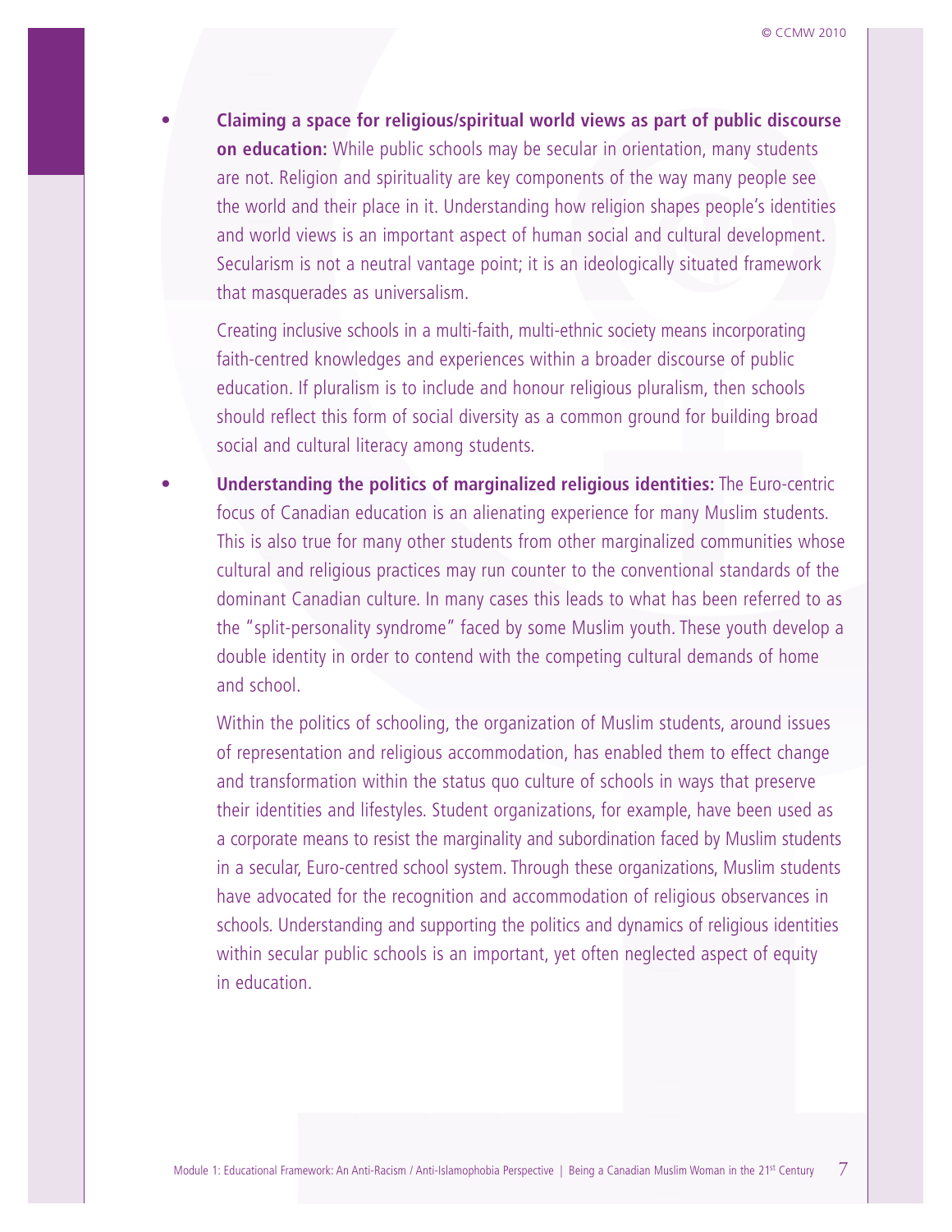- **Claiming a space for religious/spiritual world views as part of public discourse on education:** While public schools may be secular in orientation, many students are not. Religion and spirituality are key components of the way many people see the world and their place in it. Understanding how religion shapes people's identities and world views is an important aspect of human social and cultural development. Secularism is not a neutral vantage point; it is an ideologically situated framework that masquerades as universalism.

  Creating inclusive schools in a multi-faith, multi-ethnic society means incorporating faith-centred knowledges and experiences within a broader discourse of public education. If pluralism is to include and honour religious pluralism, then schools should reflect this form of social diversity as a common ground for building broad social and cultural literacy among students.

- **Understanding the politics of marginalized religious identities:** The Euro-centric focus of Canadian education is an alienating experience for many Muslim students. This is also true for many other students from other marginalized communities whose cultural and religious practices may run counter to the conventional standards of the dominant Canadian culture. In many cases this leads to what has been referred to as the "split-personality syndrome" faced by some Muslim youth. These youth develop a double identity in order to contend with the competing cultural demands of home and school.

  Within the politics of schooling, the organization of Muslim students, around issues of representation and religious accommodation, has enabled them to effect change and transformation within the status quo culture of schools in ways that preserve their identities and lifestyles. Student organizations, for example, have been used as a corporate means to resist the marginality and subordination faced by Muslim students in a secular, Euro-centred school system. Through these organizations, Muslim students have advocated for the recognition and accommodation of religious observances in schools. Understanding and supporting the politics and dynamics of religious identities within secular public schools is an important, yet often neglected aspect of equity in education.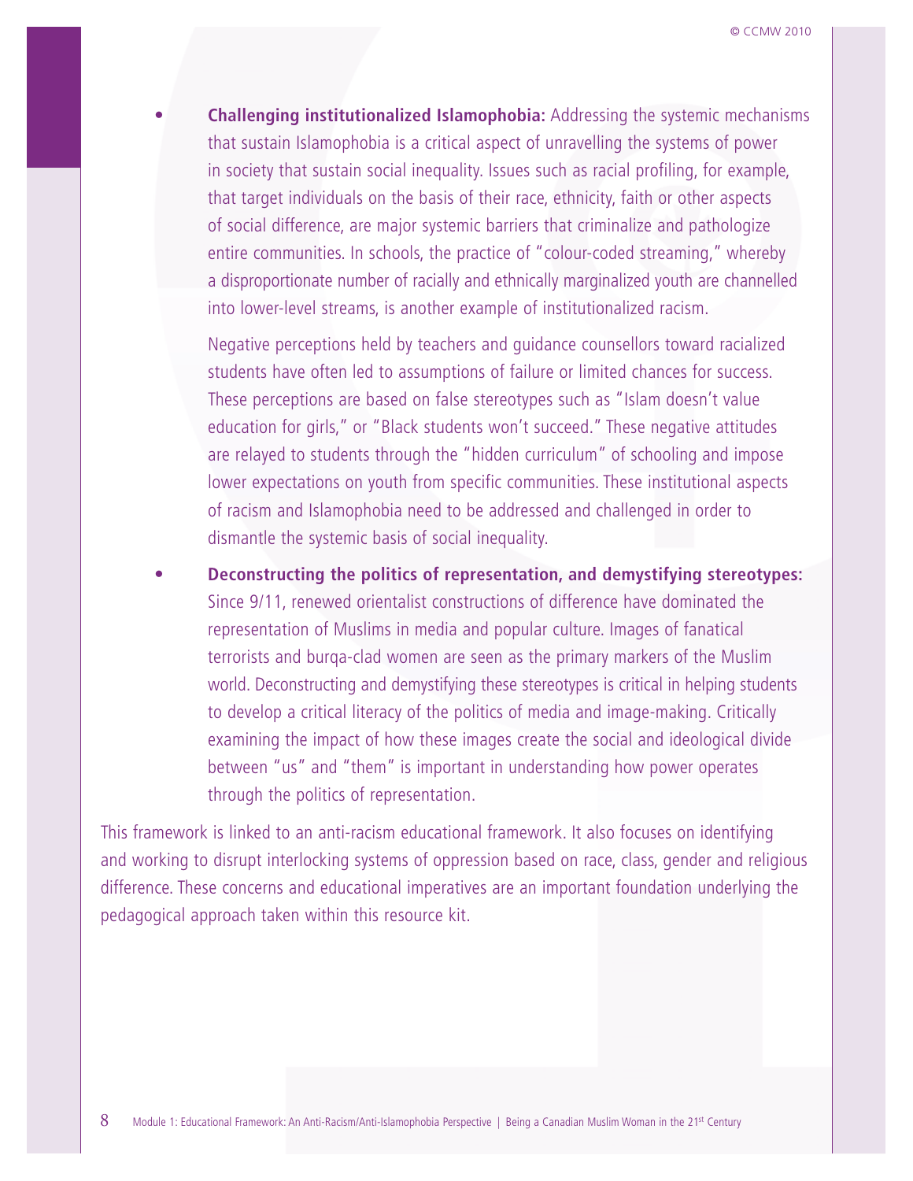- **Challenging institutionalized Islamophobia:** Addressing the systemic mechanisms that sustain Islamophobia is a critical aspect of unravelling the systems of power in society that sustain social inequality. Issues such as racial profiling, for example, that target individuals on the basis of their race, ethnicity, faith or other aspects of social difference, are major systemic barriers that criminalize and pathologize entire communities. In schools, the practice of "colour-coded streaming," whereby a disproportionate number of racially and ethnically marginalized youth are channelled into lower-level streams, is another example of institutionalized racism.

  Negative perceptions held by teachers and guidance counsellors toward racialized students have often led to assumptions of failure or limited chances for success. These perceptions are based on false stereotypes such as "Islam doesn't value education for girls," or "Black students won't succeed." These negative attitudes are relayed to students through the "hidden curriculum" of schooling and impose lower expectations on youth from specific communities. These institutional aspects of racism and Islamophobia need to be addressed and challenged in order to dismantle the systemic basis of social inequality.

- **Deconstructing the politics of representation, and demystifying stereotypes:** Since 9/11, renewed orientalist constructions of difference have dominated the representation of Muslims in media and popular culture. Images of fanatical terrorists and burqa-clad women are seen as the primary markers of the Muslim world. Deconstructing and demystifying these stereotypes is critical in helping students to develop a critical literacy of the politics of media and image-making. Critically examining the impact of how these images create the social and ideological divide between "us" and "them" is important in understanding how power operates through the politics of representation.

This framework is linked to an anti-racism educational framework. It also focuses on identifying and working to disrupt interlocking systems of oppression based on race, class, gender and religious difference. These concerns and educational imperatives are an important foundation underlying the pedagogical approach taken within this resource kit.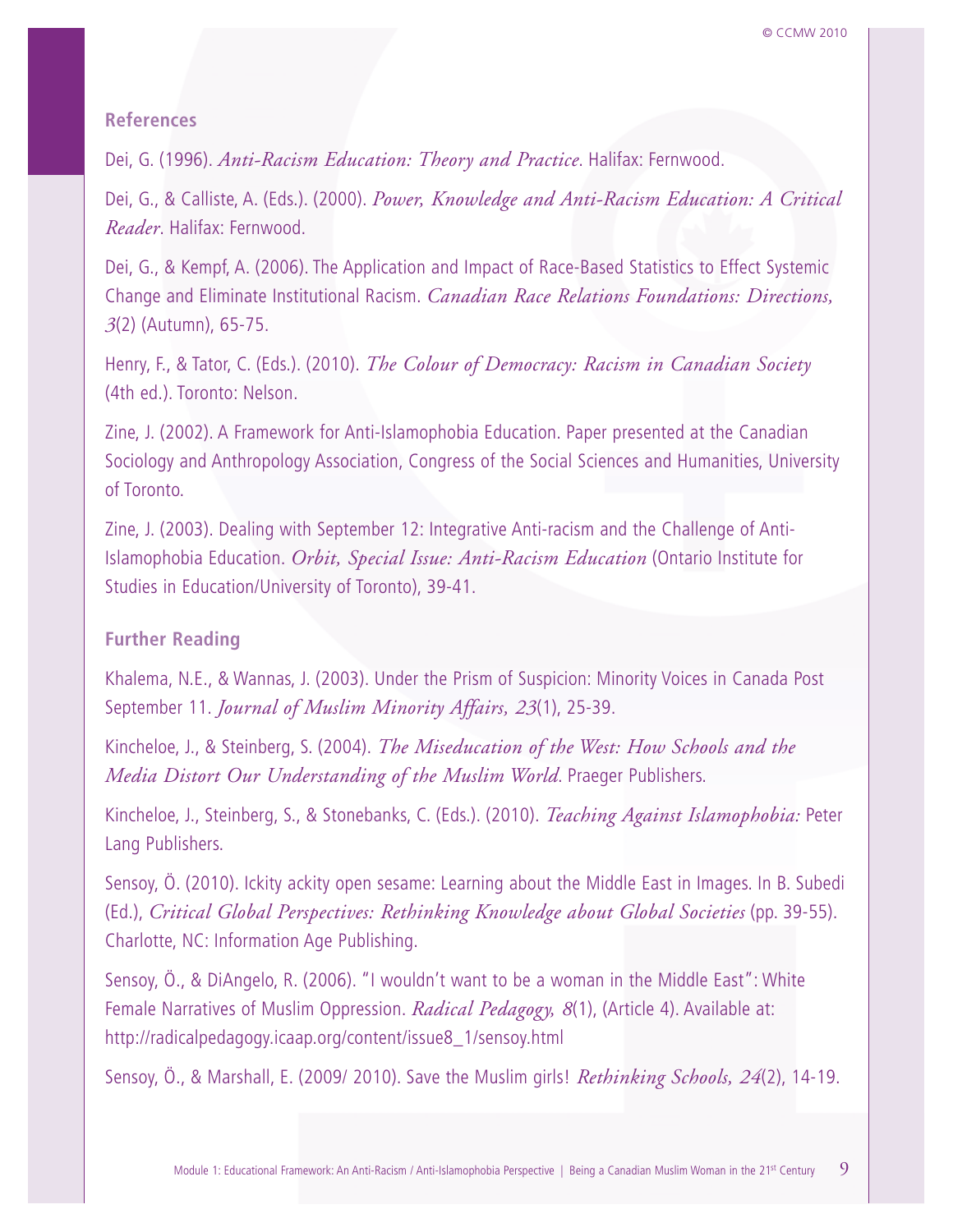## References

Dei, G. (1996). *Anti-Racism Education: Theory and Practice*. Halifax: Fernwood.

Dei, G., & Calliste, A. (Eds.). (2000). *Power, Knowledge and Anti-Racism Education: A Critical Reader*. Halifax: Fernwood.

Dei, G., & Kempf, A. (2006). The Application and Impact of Race-Based Statistics to Effect Systemic Change and Eliminate Institutional Racism. *Canadian Race Relations Foundations: Directions, 3*(2) (Autumn), 65-75.

Henry, F., & Tator, C. (Eds.). (2010). *The Colour of Democracy: Racism in Canadian Society* (4th ed.). Toronto: Nelson.

Zine, J. (2002). A Framework for Anti-Islamophobia Education. Paper presented at the Canadian Sociology and Anthropology Association, Congress of the Social Sciences and Humanities, University of Toronto.

Zine, J. (2003). Dealing with September 12: Integrative Anti-racism and the Challenge of Anti-Islamophobia Education. *Orbit, Special Issue: Anti-Racism Education* (Ontario Institute for Studies in Education/University of Toronto), 39-41.

## Further Reading

Khalema, N.E., & Wannas, J. (2003). Under the Prism of Suspicion: Minority Voices in Canada Post September 11. *Journal of Muslim Minority Affairs, 23*(1), 25-39.

Kincheloe, J., & Steinberg, S. (2004). *The Miseducation of the West: How Schools and the Media Distort Our Understanding of the Muslim World*. Praeger Publishers.

Kincheloe, J., Steinberg, S., & Stonebanks, C. (Eds.). (2010). *Teaching Against Islamophobia:* Peter Lang Publishers.

Sensoy, Ö. (2010). Ickity ackity open sesame: Learning about the Middle East in Images. In B. Subedi (Ed.), *Critical Global Perspectives: Rethinking Knowledge about Global Societies* (pp. 39-55). Charlotte, NC: Information Age Publishing.

Sensoy, Ö., & DiAngelo, R. (2006). "I wouldn't want to be a woman in the Middle East": White Female Narratives of Muslim Oppression. *Radical Pedagogy, 8*(1), (Article 4). Available at: http://radicalpedagogy.icaap.org/content/issue8_1/sensoy.html

Sensoy, Ö., & Marshall, E. (2009/ 2010). Save the Muslim girls! *Rethinking Schools, 24*(2), 14-19.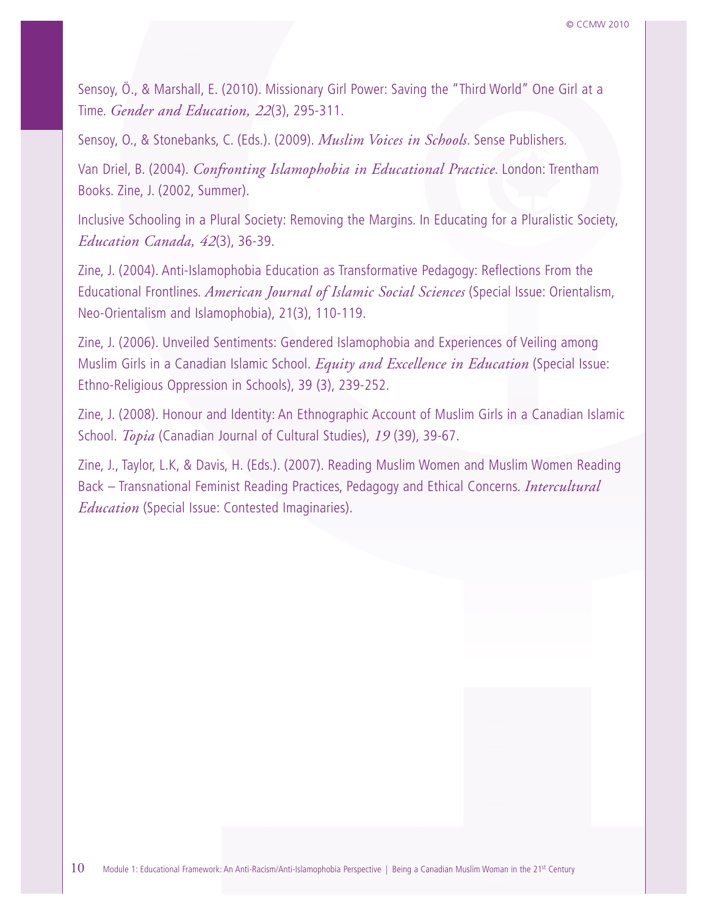Sensoy, Ö., & Marshall, E. (2010). Missionary Girl Power: Saving the "Third World" One Girl at a Time. *Gender and Education, 22*(3), 295-311.

Sensoy, O., & Stonebanks, C. (Eds.). (2009). *Muslim Voices in Schools*. Sense Publishers.

Van Driel, B. (2004). *Confronting Islamophobia in Educational Practice*. London: Trentham Books. Zine, J. (2002, Summer).

Inclusive Schooling in a Plural Society: Removing the Margins. In Educating for a Pluralistic Society, *Education Canada, 42*(3), 36-39.

Zine, J. (2004). Anti-Islamophobia Education as Transformative Pedagogy: Reflections From the Educational Frontlines. *American Journal of Islamic Social Sciences* (Special Issue: Orientalism, Neo-Orientalism and Islamophobia), 21(3), 110-119.

Zine, J. (2006). Unveiled Sentiments: Gendered Islamophobia and Experiences of Veiling among Muslim Girls in a Canadian Islamic School. *Equity and Excellence in Education* (Special Issue: Ethno-Religious Oppression in Schools), 39 (3), 239-252.

Zine, J. (2008). Honour and Identity: An Ethnographic Account of Muslim Girls in a Canadian Islamic School. *Topia* (Canadian Journal of Cultural Studies), *19* (39), 39-67.

Zine, J., Taylor, L.K, & Davis, H. (Eds.). (2007). Reading Muslim Women and Muslim Women Reading Back – Transnational Feminist Reading Practices, Pedagogy and Ethical Concerns. *Intercultural Education* (Special Issue: Contested Imaginaries).